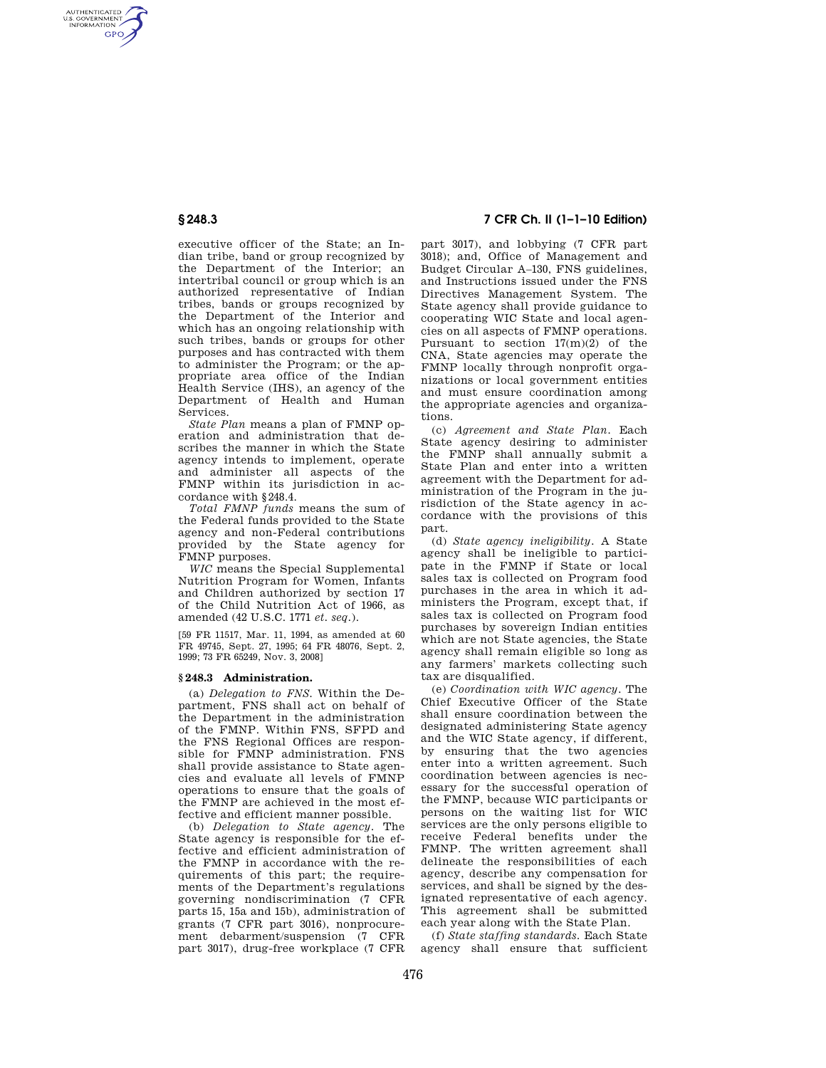executive officer of the State; an Indian tribe, band or group recognized by the Department of the Interior; an intertribal council or group which is an authorized representative of Indian tribes, bands or groups recognized by the Department of the Interior and which has an ongoing relationship with such tribes, bands or groups for other purposes and has contracted with them to administer the Program; or the appropriate area office of the Indian Health Service (IHS), an agency of the Department of Health and Human Services.

*State Plan* means a plan of FMNP operation and administration that describes the manner in which the State agency intends to implement, operate and administer all aspects of the FMNP within its jurisdiction in accordance with §248.4.

*Total FMNP funds* means the sum of the Federal funds provided to the State agency and non-Federal contributions provided by the State agency for FMNP purposes.

*WIC* means the Special Supplemental Nutrition Program for Women, Infants and Children authorized by section 17 of the Child Nutrition Act of 1966, as amended (42 U.S.C. 1771 *et. seq.*).

[59 FR 11517, Mar. 11, 1994, as amended at 60 FR 49745, Sept. 27, 1995; 64 FR 48076, Sept. 2, 1999; 73 FR 65249, Nov. 3, 2008]

## §248.3 Administration.

(a) *Delegation to FNS.* Within the Department, FNS shall act on behalf of the Department in the administration of the FMNP. Within FNS, SFPD and the FNS Regional Offices are responsible for FMNP administration. FNS shall provide assistance to State agencies and evaluate all levels of FMNP operations to ensure that the goals of the FMNP are achieved in the most effective and efficient manner possible.

(b) *Delegation to State agency.* The State agency is responsible for the effective and efficient administration of the FMNP in accordance with the requirements of this part; the requirements of the Department's regulations governing nondiscrimination (7 CFR parts 15, 15a and 15b), administration of grants (7 CFR part 3016), nonprocurement debarment/suspension (7 CFR part 3017), drug-free workplace (7 CFR part 3017), and lobbying (7 CFR part 3018); and, Office of Management and Budget Circular A–130, FNS guidelines, and Instructions issued under the FNS Directives Management System. The State agency shall provide guidance to cooperating WIC State and local agencies on all aspects of FMNP operations. Pursuant to section 17(m)(2) of the CNA, State agencies may operate the FMNP locally through nonprofit organizations or local government entities and must ensure coordination among the appropriate agencies and organizations.

(c) *Agreement and State Plan.* Each State agency desiring to administer the FMNP shall annually submit a State Plan and enter into a written agreement with the Department for administration of the Program in the jurisdiction of the State agency in accordance with the provisions of this part.

(d) *State agency ineligibility.* A State agency shall be ineligible to participate in the FMNP if State or local sales tax is collected on Program food purchases in the area in which it administers the Program, except that, if sales tax is collected on Program food purchases by sovereign Indian entities which are not State agencies, the State agency shall remain eligible so long as any farmers' markets collecting such tax are disqualified.

(e) *Coordination with WIC agency.* The Chief Executive Officer of the State shall ensure coordination between the designated administering State agency and the WIC State agency, if different, by ensuring that the two agencies enter into a written agreement. Such coordination between agencies is necessary for the successful operation of the FMNP, because WIC participants or persons on the waiting list for WIC services are the only persons eligible to receive Federal benefits under the FMNP. The written agreement shall delineate the responsibilities of each agency, describe any compensation for services, and shall be signed by the designated representative of each agency. This agreement shall be submitted each year along with the State Plan.

(f) *State staffing standards.* Each State agency shall ensure that sufficient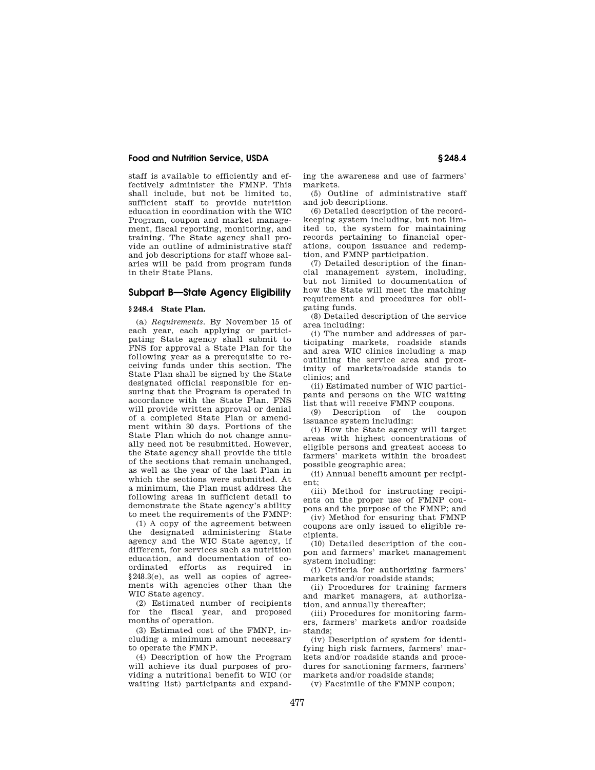staff is available to efficiently and effectively administer the FMNP. This shall include, but not be limited to, sufficient staff to provide nutrition education in coordination with the WIC Program, coupon and market management, fiscal reporting, monitoring, and training. The State agency shall provide an outline of administrative staff and job descriptions for staff whose salaries will be paid from program funds in their State Plans.

## Subpart B—State Agency Eligibility

### § 248.4 State Plan.

(a) *Requirements.* By November 15 of each year, each applying or participating State agency shall submit to FNS for approval a State Plan for the following year as a prerequisite to receiving funds under this section. The State Plan shall be signed by the State designated official responsible for ensuring that the Program is operated in accordance with the State Plan. FNS will provide written approval or denial of a completed State Plan or amendment within 30 days. Portions of the State Plan which do not change annually need not be resubmitted. However, the State agency shall provide the title of the sections that remain unchanged, as well as the year of the last Plan in which the sections were submitted. At a minimum, the Plan must address the following areas in sufficient detail to demonstrate the State agency's ability to meet the requirements of the FMNP:

(1) A copy of the agreement between the designated administering State agency and the WIC State agency, if different, for services such as nutrition education, and documentation of coordinated efforts as required in § 248.3(e), as well as copies of agreements with agencies other than the WIC State agency.

(2) Estimated number of recipients for the fiscal year, and proposed months of operation.

(3) Estimated cost of the FMNP, including a minimum amount necessary to operate the FMNP.

(4) Description of how the Program will achieve its dual purposes of providing a nutritional benefit to WIC (or waiting list) participants and expanding the awareness and use of farmers' markets.

(5) Outline of administrative staff and job descriptions.

(6) Detailed description of the recordkeeping system including, but not limited to, the system for maintaining records pertaining to financial operations, coupon issuance and redemption, and FMNP participation.

(7) Detailed description of the financial management system, including, but not limited to documentation of how the State will meet the matching requirement and procedures for obligating funds.

(8) Detailed description of the service area including:

(i) The number and addresses of participating markets, roadside stands and area WIC clinics including a map outlining the service area and proximity of markets/roadside stands to clinics; and

(ii) Estimated number of WIC participants and persons on the WIC waiting list that will receive FMNP coupons.

(9) Description of the coupon issuance system including:

(i) How the State agency will target areas with highest concentrations of eligible persons and greatest access to farmers' markets within the broadest possible geographic area;

(ii) Annual benefit amount per recipient;

(iii) Method for instructing recipients on the proper use of FMNP coupons and the purpose of the FMNP; and

(iv) Method for ensuring that FMNP coupons are only issued to eligible recipients.

(10) Detailed description of the coupon and farmers' market management system including:

(i) Criteria for authorizing farmers' markets and/or roadside stands;

(ii) Procedures for training farmers and market managers, at authorization, and annually thereafter;

(iii) Procedures for monitoring farmers, farmers' markets and/or roadside stands;

(iv) Description of system for identifying high risk farmers, farmers' markets and/or roadside stands and procedures for sanctioning farmers, farmers' markets and/or roadside stands;

(v) Facsimile of the FMNP coupon;